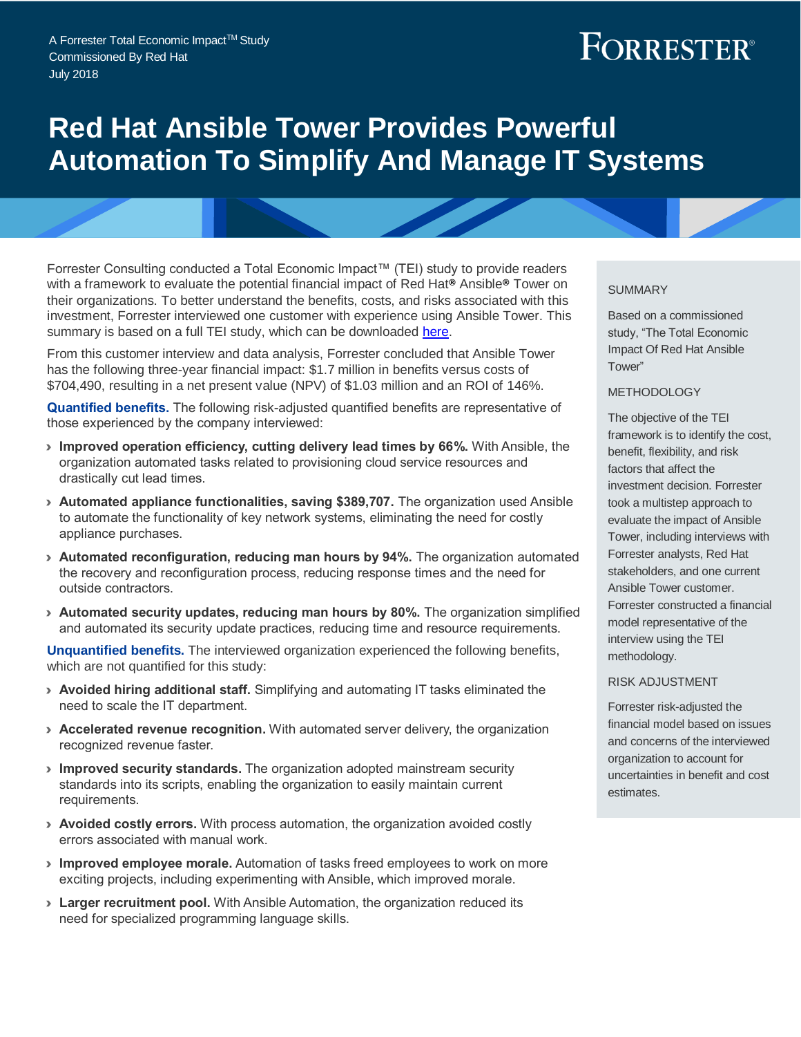A Forrester Total Economic Impact™ Study
Commissioned By Red Hat
July 2018

FORRESTER®

# Red Hat Ansible Tower Provides Powerful Automation To Simplify And Manage IT Systems

Forrester Consulting conducted a Total Economic Impact™ (TEI) study to provide readers with a framework to evaluate the potential financial impact of Red Hat® Ansible® Tower on their organizations. To better understand the benefits, costs, and risks associated with this investment, Forrester interviewed one customer with experience using Ansible Tower. This summary is based on a full TEI study, which can be downloaded here.

From this customer interview and data analysis, Forrester concluded that Ansible Tower has the following three-year financial impact: $1.7 million in benefits versus costs of $704,490, resulting in a net present value (NPV) of $1.03 million and an ROI of 146%.

**Quantified benefits.** The following risk-adjusted quantified benefits are representative of those experienced by the company interviewed:

- **Improved operation efficiency, cutting delivery lead times by 66%.** With Ansible, the organization automated tasks related to provisioning cloud service resources and drastically cut lead times.
- **Automated appliance functionalities, saving $389,707.** The organization used Ansible to automate the functionality of key network systems, eliminating the need for costly appliance purchases.
- **Automated reconfiguration, reducing man hours by 94%.** The organization automated the recovery and reconfiguration process, reducing response times and the need for outside contractors.
- **Automated security updates, reducing man hours by 80%.** The organization simplified and automated its security update practices, reducing time and resource requirements.

**Unquantified benefits.** The interviewed organization experienced the following benefits, which are not quantified for this study:

- **Avoided hiring additional staff.** Simplifying and automating IT tasks eliminated the need to scale the IT department.
- **Accelerated revenue recognition.** With automated server delivery, the organization recognized revenue faster.
- **Improved security standards.** The organization adopted mainstream security standards into its scripts, enabling the organization to easily maintain current requirements.
- **Avoided costly errors.** With process automation, the organization avoided costly errors associated with manual work.
- **Improved employee morale.** Automation of tasks freed employees to work on more exciting projects, including experimenting with Ansible, which improved morale.
- **Larger recruitment pool.** With Ansible Automation, the organization reduced its need for specialized programming language skills.

SUMMARY

Based on a commissioned study, "The Total Economic Impact Of Red Hat Ansible Tower"

METHODOLOGY

The objective of the TEI framework is to identify the cost, benefit, flexibility, and risk factors that affect the investment decision. Forrester took a multistep approach to evaluate the impact of Ansible Tower, including interviews with Forrester analysts, Red Hat stakeholders, and one current Ansible Tower customer. Forrester constructed a financial model representative of the interview using the TEI methodology.

RISK ADJUSTMENT

Forrester risk-adjusted the financial model based on issues and concerns of the interviewed organization to account for uncertainties in benefit and cost estimates.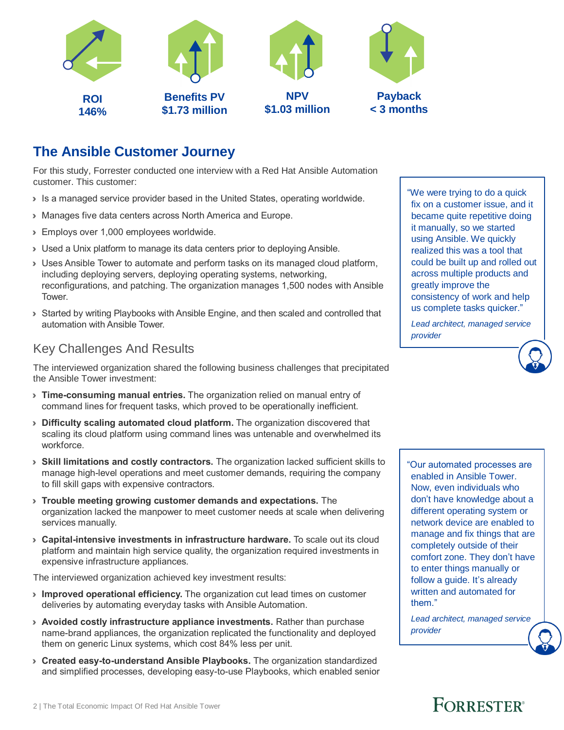**ROI**
**146%**

**Benefits PV**
**$1.73 million**

**NPV**
**$1.03 million**

**Payback**
**< 3 months**

## The Ansible Customer Journey

For this study, Forrester conducted one interview with a Red Hat Ansible Automation customer. This customer:

- Is a managed service provider based in the United States, operating worldwide.
- Manages five data centers across North America and Europe.
- Employs over 1,000 employees worldwide.
- Used a Unix platform to manage its data centers prior to deploying Ansible.
- Uses Ansible Tower to automate and perform tasks on its managed cloud platform, including deploying servers, deploying operating systems, networking, reconfigurations, and patching. The organization manages 1,500 nodes with Ansible Tower.
- Started by writing Playbooks with Ansible Engine, and then scaled and controlled that automation with Ansible Tower.

> "We were trying to do a quick fix on a customer issue, and it became quite repetitive doing it manually, so we started using Ansible. We quickly realized this was a tool that could be built up and rolled out across multiple products and greatly improve the consistency of work and help us complete tasks quicker."
>
> *Lead architect, managed service provider*

### Key Challenges And Results

The interviewed organization shared the following business challenges that precipitated the Ansible Tower investment:

- **Time-consuming manual entries.** The organization relied on manual entry of command lines for frequent tasks, which proved to be operationally inefficient.
- **Difficulty scaling automated cloud platform.** The organization discovered that scaling its cloud platform using command lines was untenable and overwhelmed its workforce.
- **Skill limitations and costly contractors.** The organization lacked sufficient skills to manage high-level operations and meet customer demands, requiring the company to fill skill gaps with expensive contractors.
- **Trouble meeting growing customer demands and expectations.** The organization lacked the manpower to meet customer needs at scale when delivering services manually.
- **Capital-intensive investments in infrastructure hardware.** To scale out its cloud platform and maintain high service quality, the organization required investments in expensive infrastructure appliances.

The interviewed organization achieved key investment results:

- **Improved operational efficiency.** The organization cut lead times on customer deliveries by automating everyday tasks with Ansible Automation.
- **Avoided costly infrastructure appliance investments.** Rather than purchase name-brand appliances, the organization replicated the functionality and deployed them on generic Linux systems, which cost 84% less per unit.
- **Created easy-to-understand Ansible Playbooks.** The organization standardized and simplified processes, developing easy-to-use Playbooks, which enabled senior

> "Our automated processes are enabled in Ansible Tower. Now, even individuals who don't have knowledge about a different operating system or network device are enabled to manage and fix things that are completely outside of their comfort zone. They don't have to enter things manually or follow a guide. It's already written and automated for them."
>
> *Lead architect, managed service provider*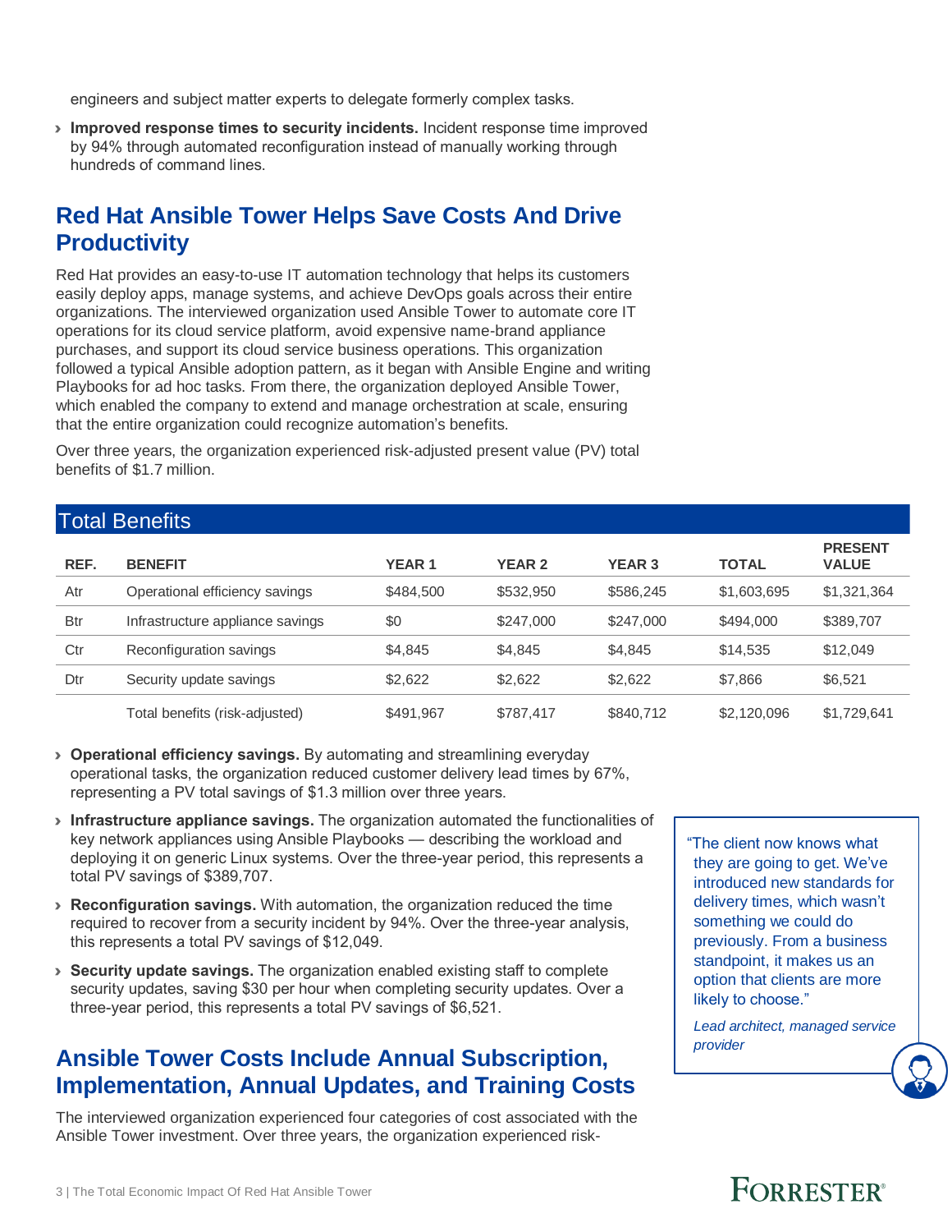engineers and subject matter experts to delegate formerly complex tasks.

- **Improved response times to security incidents.** Incident response time improved by 94% through automated reconfiguration instead of manually working through hundreds of command lines.

## Red Hat Ansible Tower Helps Save Costs And Drive Productivity

Red Hat provides an easy-to-use IT automation technology that helps its customers easily deploy apps, manage systems, and achieve DevOps goals across their entire organizations. The interviewed organization used Ansible Tower to automate core IT operations for its cloud service platform, avoid expensive name-brand appliance purchases, and support its cloud service business operations. This organization followed a typical Ansible adoption pattern, as it began with Ansible Engine and writing Playbooks for ad hoc tasks. From there, the organization deployed Ansible Tower, which enabled the company to extend and manage orchestration at scale, ensuring that the entire organization could recognize automation's benefits.

Over three years, the organization experienced risk-adjusted present value (PV) total benefits of $1.7 million.

### Total Benefits

| REF. | BENEFIT | YEAR 1 | YEAR 2 | YEAR 3 | TOTAL | PRESENT VALUE |
|---|---|---|---|---|---|---|
| Atr | Operational efficiency savings | $484,500 | $532,950 | $586,245 | $1,603,695 | $1,321,364 |
| Btr | Infrastructure appliance savings | $0 | $247,000 | $247,000 | $494,000 | $389,707 |
| Ctr | Reconfiguration savings | $4,845 | $4,845 | $4,845 | $14,535 | $12,049 |
| Dtr | Security update savings | $2,622 | $2,622 | $2,622 | $7,866 | $6,521 |
| | Total benefits (risk-adjusted) | $491,967 | $787,417 | $840,712 | $2,120,096 | $1,729,641 |

- **Operational efficiency savings.** By automating and streamlining everyday operational tasks, the organization reduced customer delivery lead times by 67%, representing a PV total savings of $1.3 million over three years.
- **Infrastructure appliance savings.** The organization automated the functionalities of key network appliances using Ansible Playbooks — describing the workload and deploying it on generic Linux systems. Over the three-year period, this represents a total PV savings of $389,707.
- **Reconfiguration savings.** With automation, the organization reduced the time required to recover from a security incident by 94%. Over the three-year analysis, this represents a total PV savings of $12,049.
- **Security update savings.** The organization enabled existing staff to complete security updates, saving $30 per hour when completing security updates. Over a three-year period, this represents a total PV savings of $6,521.

> "The client now knows what they are going to get. We've introduced new standards for delivery times, which wasn't something we could do previously. From a business standpoint, it makes us an option that clients are more likely to choose."
>
> *Lead architect, managed service provider*

## Ansible Tower Costs Include Annual Subscription, Implementation, Annual Updates, and Training Costs

The interviewed organization experienced four categories of cost associated with the Ansible Tower investment. Over three years, the organization experienced risk-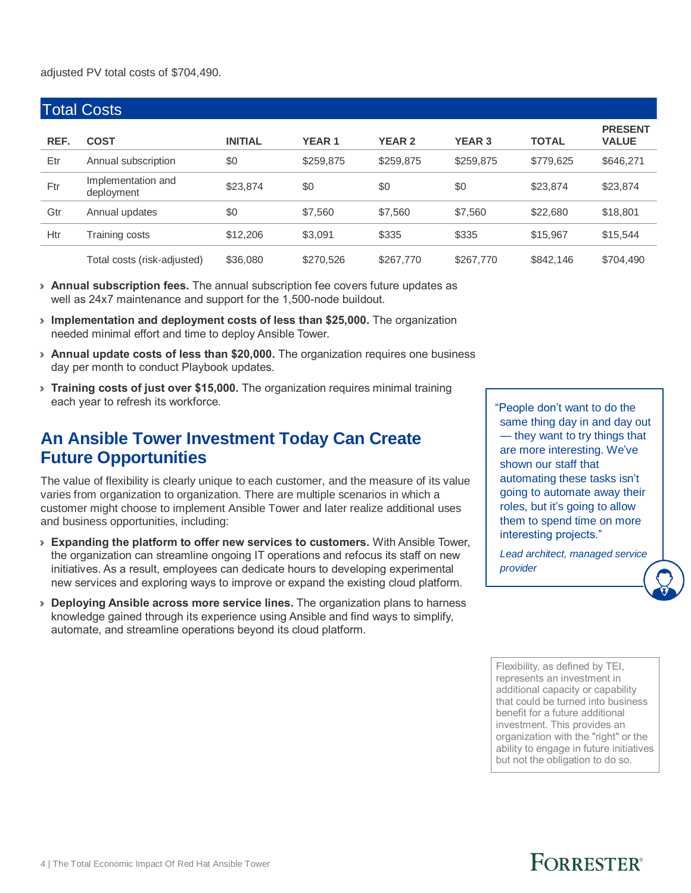adjusted PV total costs of $704,490.

## Total Costs

| REF. | COST | INITIAL | YEAR 1 | YEAR 2 | YEAR 3 | TOTAL | PRESENT VALUE |
|---|---|---|---|---|---|---|---|
| Etr | Annual subscription | $0 | $259,875 | $259,875 | $259,875 | $779,625 | $646,271 |
| Ftr | Implementation and deployment | $23,874 | $0 | $0 | $0 | $23,874 | $23,874 |
| Gtr | Annual updates | $0 | $7,560 | $7,560 | $7,560 | $22,680 | $18,801 |
| Htr | Training costs | $12,206 | $3,091 | $335 | $335 | $15,967 | $15,544 |
| | Total costs (risk-adjusted) | $36,080 | $270,526 | $267,770 | $267,770 | $842,146 | $704,490 |

- **Annual subscription fees.** The annual subscription fee covers future updates as well as 24x7 maintenance and support for the 1,500-node buildout.
- **Implementation and deployment costs of less than $25,000.** The organization needed minimal effort and time to deploy Ansible Tower.
- **Annual update costs of less than $20,000.** The organization requires one business day per month to conduct Playbook updates.
- **Training costs of just over $15,000.** The organization requires minimal training each year to refresh its workforce.

## An Ansible Tower Investment Today Can Create Future Opportunities

The value of flexibility is clearly unique to each customer, and the measure of its value varies from organization to organization. There are multiple scenarios in which a customer might choose to implement Ansible Tower and later realize additional uses and business opportunities, including:

- **Expanding the platform to offer new services to customers.** With Ansible Tower, the organization can streamline ongoing IT operations and refocus its staff on new initiatives. As a result, employees can dedicate hours to developing experimental new services and exploring ways to improve or expand the existing cloud platform.
- **Deploying Ansible across more service lines.** The organization plans to harness knowledge gained through its experience using Ansible and find ways to simplify, automate, and streamline operations beyond its cloud platform.

"People don't want to do the same thing day in and day out — they want to try things that are more interesting. We've shown our staff that automating these tasks isn't going to automate away their roles, but it's going to allow them to spend time on more interesting projects."

*Lead architect, managed service provider*

Flexibility, as defined by TEI, represents an investment in additional capacity or capability that could be turned into business benefit for a future additional investment. This provides an organization with the "right" or the ability to engage in future initiatives but not the obligation to do so.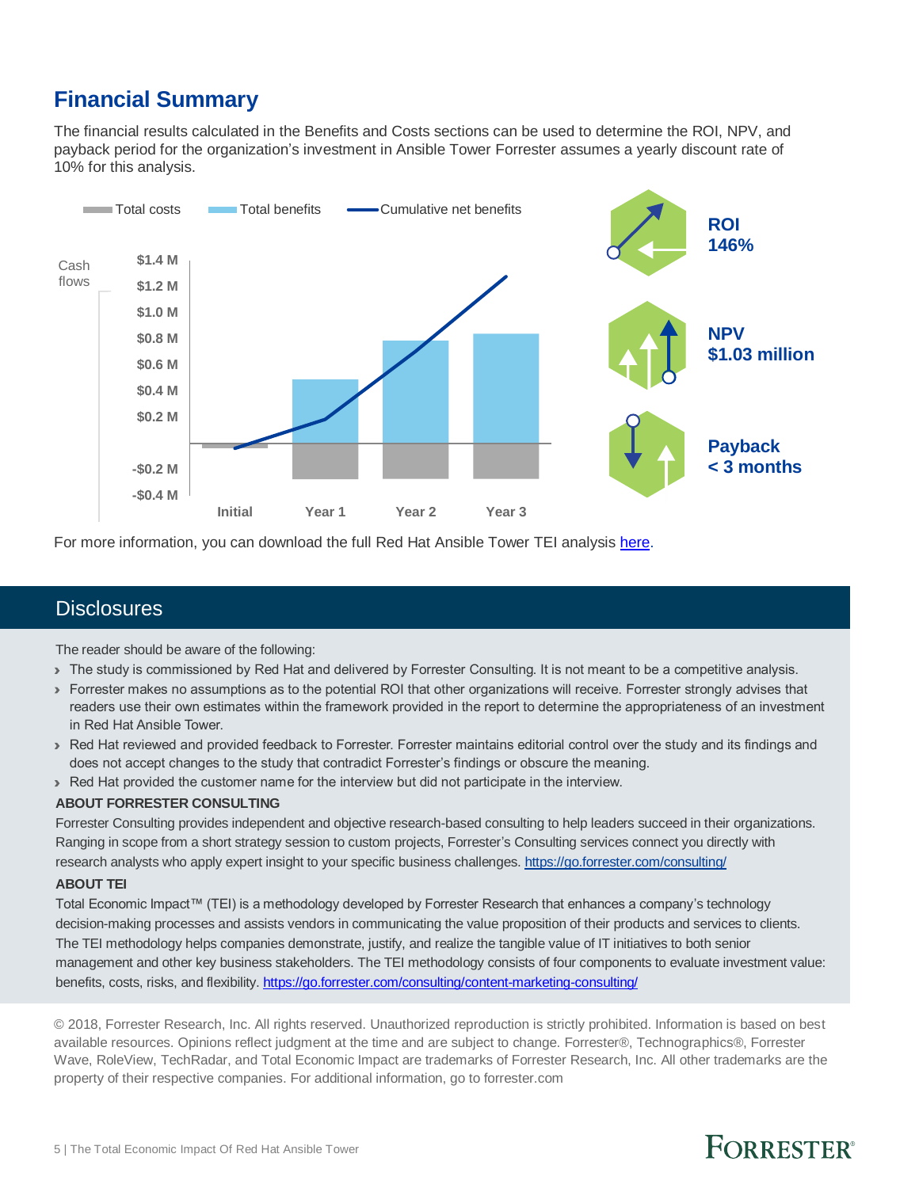## Financial Summary

The financial results calculated in the Benefits and Costs sections can be used to determine the ROI, NPV, and payback period for the organization's investment in Ansible Tower Forrester assumes a yearly discount rate of 10% for this analysis.

Total costs
Total benefits
Cumulative net benefits

Cash flows

$1.4 M
$1.2 M
$1.0 M
$0.8 M
$0.6 M
$0.4 M
$0.2 M
-$0.2 M
-$0.4 M

Initial
Year 1
Year 2
Year 3

**ROI**
**146%**

**NPV**
**$1.03 million**

**Payback**
**< 3 months**

For more information, you can download the full Red Hat Ansible Tower TEI analysis [here](#).

## Disclosures

The reader should be aware of the following:

- The study is commissioned by Red Hat and delivered by Forrester Consulting. It is not meant to be a competitive analysis.
- Forrester makes no assumptions as to the potential ROI that other organizations will receive. Forrester strongly advises that readers use their own estimates within the framework provided in the report to determine the appropriateness of an investment in Red Hat Ansible Tower.
- Red Hat reviewed and provided feedback to Forrester. Forrester maintains editorial control over the study and its findings and does not accept changes to the study that contradict Forrester's findings or obscure the meaning.
- Red Hat provided the customer name for the interview but did not participate in the interview.

**ABOUT FORRESTER CONSULTING**

Forrester Consulting provides independent and objective research-based consulting to help leaders succeed in their organizations. Ranging in scope from a short strategy session to custom projects, Forrester's Consulting services connect you directly with research analysts who apply expert insight to your specific business challenges. https://go.forrester.com/consulting/

**ABOUT TEI**

Total Economic Impact™ (TEI) is a methodology developed by Forrester Research that enhances a company's technology decision-making processes and assists vendors in communicating the value proposition of their products and services to clients. The TEI methodology helps companies demonstrate, justify, and realize the tangible value of IT initiatives to both senior management and other key business stakeholders. The TEI methodology consists of four components to evaluate investment value: benefits, costs, risks, and flexibility. https://go.forrester.com/consulting/content-marketing-consulting/

© 2018, Forrester Research, Inc. All rights reserved. Unauthorized reproduction is strictly prohibited. Information is based on best available resources. Opinions reflect judgment at the time and are subject to change. Forrester®, Technographics®, Forrester Wave, RoleView, TechRadar, and Total Economic Impact are trademarks of Forrester Research, Inc. All other trademarks are the property of their respective companies. For additional information, go to forrester.com